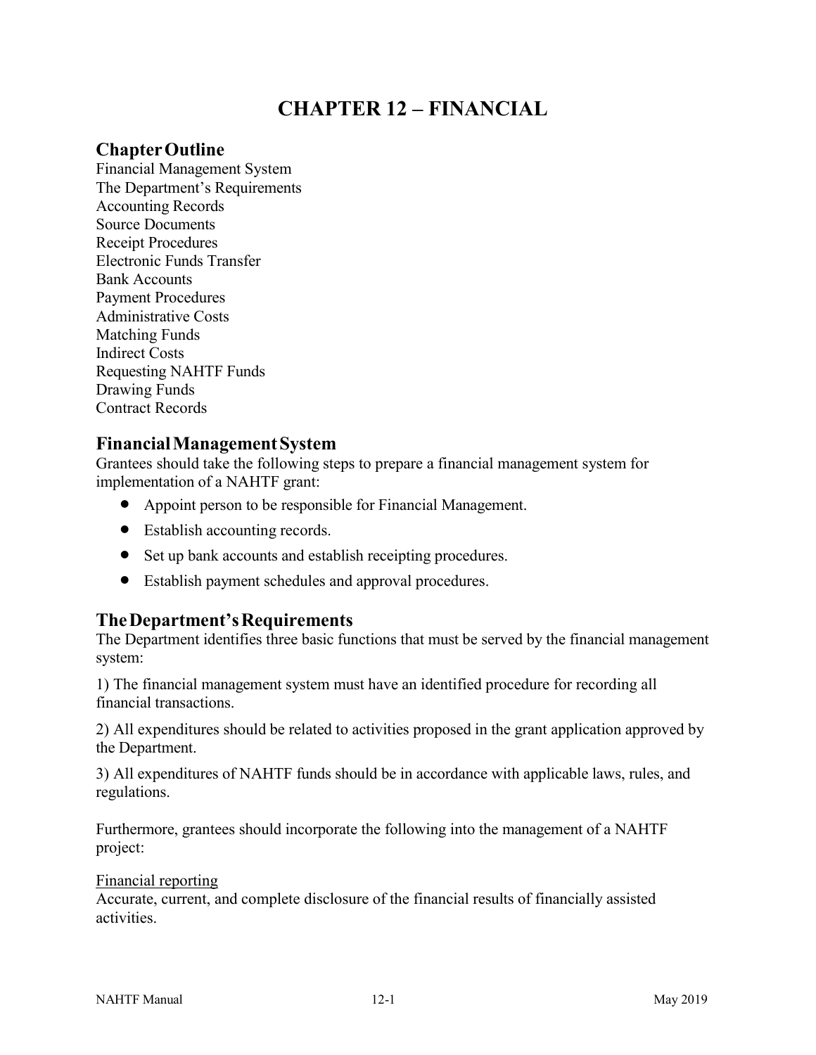# CHAPTER 12 – FINANCIAL

## Chapter Outline

Financial Management System
The Department's Requirements
Accounting Records
Source Documents
Receipt Procedures
Electronic Funds Transfer
Bank Accounts
Payment Procedures
Administrative Costs
Matching Funds
Indirect Costs
Requesting NAHTF Funds
Drawing Funds
Contract Records

## Financial Management System

Grantees should take the following steps to prepare a financial management system for implementation of a NAHTF grant:

- Appoint person to be responsible for Financial Management.
- Establish accounting records.
- Set up bank accounts and establish receipting procedures.
- Establish payment schedules and approval procedures.

## The Department's Requirements

The Department identifies three basic functions that must be served by the financial management system:

1) The financial management system must have an identified procedure for recording all financial transactions.

2) All expenditures should be related to activities proposed in the grant application approved by the Department.

3) All expenditures of NAHTF funds should be in accordance with applicable laws, rules, and regulations.

Furthermore, grantees should incorporate the following into the management of a NAHTF project:

<u>Financial reporting</u>
Accurate, current, and complete disclosure of the financial results of financially assisted activities.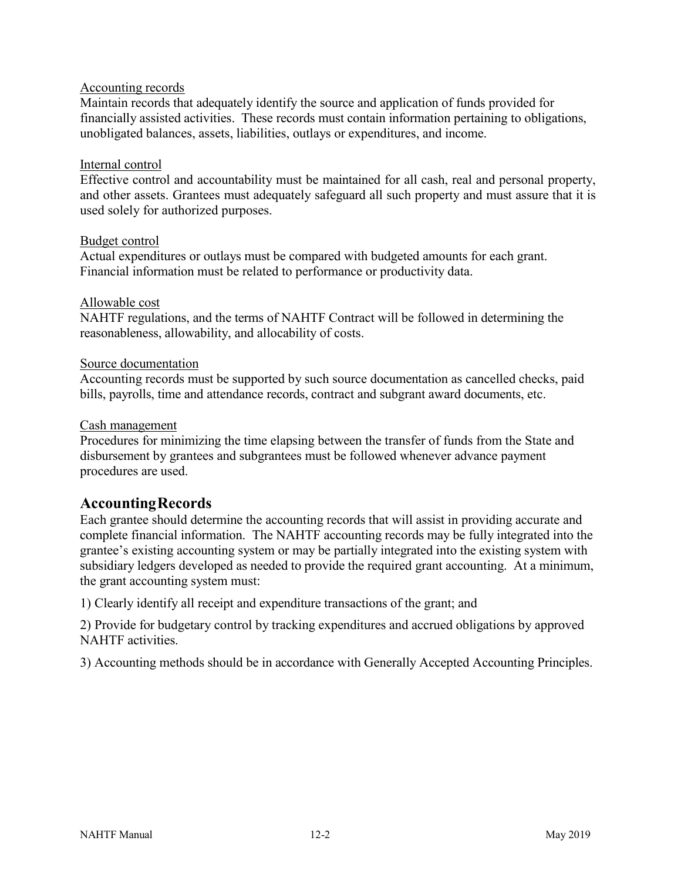<u>Accounting records</u>
Maintain records that adequately identify the source and application of funds provided for financially assisted activities. These records must contain information pertaining to obligations, unobligated balances, assets, liabilities, outlays or expenditures, and income.

<u>Internal control</u>
Effective control and accountability must be maintained for all cash, real and personal property, and other assets. Grantees must adequately safeguard all such property and must assure that it is used solely for authorized purposes.

<u>Budget control</u>
Actual expenditures or outlays must be compared with budgeted amounts for each grant. Financial information must be related to performance or productivity data.

<u>Allowable cost</u>
NAHTF regulations, and the terms of NAHTF Contract will be followed in determining the reasonableness, allowability, and allocability of costs.

<u>Source documentation</u>
Accounting records must be supported by such source documentation as cancelled checks, paid bills, payrolls, time and attendance records, contract and subgrant award documents, etc.

<u>Cash management</u>
Procedures for minimizing the time elapsing between the transfer of funds from the State and disbursement by grantees and subgrantees must be followed whenever advance payment procedures are used.

## Accounting Records

Each grantee should determine the accounting records that will assist in providing accurate and complete financial information. The NAHTF accounting records may be fully integrated into the grantee's existing accounting system or may be partially integrated into the existing system with subsidiary ledgers developed as needed to provide the required grant accounting. At a minimum, the grant accounting system must:

1) Clearly identify all receipt and expenditure transactions of the grant; and

2) Provide for budgetary control by tracking expenditures and accrued obligations by approved NAHTF activities.

3) Accounting methods should be in accordance with Generally Accepted Accounting Principles.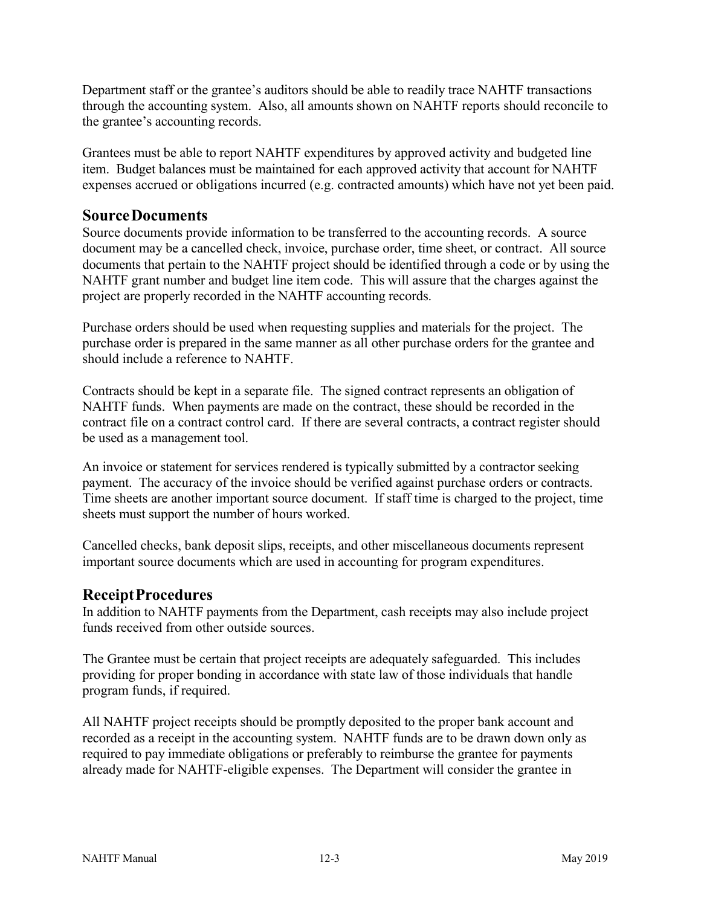Department staff or the grantee's auditors should be able to readily trace NAHTF transactions through the accounting system. Also, all amounts shown on NAHTF reports should reconcile to the grantee's accounting records.

Grantees must be able to report NAHTF expenditures by approved activity and budgeted line item. Budget balances must be maintained for each approved activity that account for NAHTF expenses accrued or obligations incurred (e.g. contracted amounts) which have not yet been paid.

## Source Documents

Source documents provide information to be transferred to the accounting records. A source document may be a cancelled check, invoice, purchase order, time sheet, or contract. All source documents that pertain to the NAHTF project should be identified through a code or by using the NAHTF grant number and budget line item code. This will assure that the charges against the project are properly recorded in the NAHTF accounting records.

Purchase orders should be used when requesting supplies and materials for the project. The purchase order is prepared in the same manner as all other purchase orders for the grantee and should include a reference to NAHTF.

Contracts should be kept in a separate file. The signed contract represents an obligation of NAHTF funds. When payments are made on the contract, these should be recorded in the contract file on a contract control card. If there are several contracts, a contract register should be used as a management tool.

An invoice or statement for services rendered is typically submitted by a contractor seeking payment. The accuracy of the invoice should be verified against purchase orders or contracts. Time sheets are another important source document. If staff time is charged to the project, time sheets must support the number of hours worked.

Cancelled checks, bank deposit slips, receipts, and other miscellaneous documents represent important source documents which are used in accounting for program expenditures.

## Receipt Procedures

In addition to NAHTF payments from the Department, cash receipts may also include project funds received from other outside sources.

The Grantee must be certain that project receipts are adequately safeguarded. This includes providing for proper bonding in accordance with state law of those individuals that handle program funds, if required.

All NAHTF project receipts should be promptly deposited to the proper bank account and recorded as a receipt in the accounting system. NAHTF funds are to be drawn down only as required to pay immediate obligations or preferably to reimburse the grantee for payments already made for NAHTF-eligible expenses. The Department will consider the grantee in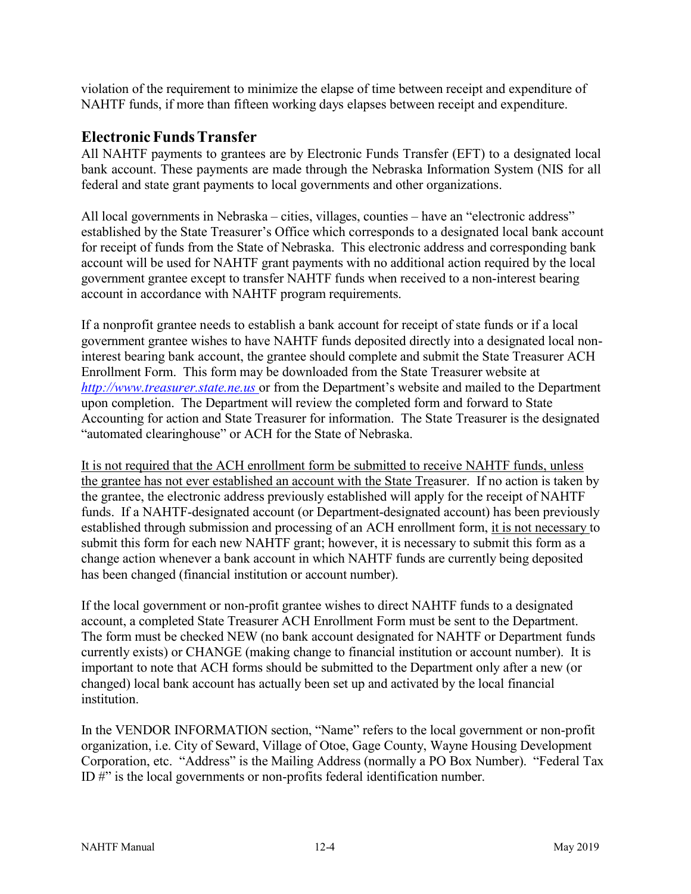violation of the requirement to minimize the elapse of time between receipt and expenditure of NAHTF funds, if more than fifteen working days elapses between receipt and expenditure.

## Electronic Funds Transfer

All NAHTF payments to grantees are by Electronic Funds Transfer (EFT) to a designated local bank account. These payments are made through the Nebraska Information System (NIS for all federal and state grant payments to local governments and other organizations.

All local governments in Nebraska – cities, villages, counties – have an "electronic address" established by the State Treasurer's Office which corresponds to a designated local bank account for receipt of funds from the State of Nebraska. This electronic address and corresponding bank account will be used for NAHTF grant payments with no additional action required by the local government grantee except to transfer NAHTF funds when received to a non-interest bearing account in accordance with NAHTF program requirements.

If a nonprofit grantee needs to establish a bank account for receipt of state funds or if a local government grantee wishes to have NAHTF funds deposited directly into a designated local non-interest bearing bank account, the grantee should complete and submit the State Treasurer ACH Enrollment Form. This form may be downloaded from the State Treasurer website at *http://www.treasurer.state.ne.us* or from the Department's website and mailed to the Department upon completion. The Department will review the completed form and forward to State Accounting for action and State Treasurer for information. The State Treasurer is the designated "automated clearinghouse" or ACH for the State of Nebraska.

It is not required that the ACH enrollment form be submitted to receive NAHTF funds, unless the grantee has not ever established an account with the State Treasurer. If no action is taken by the grantee, the electronic address previously established will apply for the receipt of NAHTF funds. If a NAHTF-designated account (or Department-designated account) has been previously established through submission and processing of an ACH enrollment form, it is not necessary to submit this form for each new NAHTF grant; however, it is necessary to submit this form as a change action whenever a bank account in which NAHTF funds are currently being deposited has been changed (financial institution or account number).

If the local government or non-profit grantee wishes to direct NAHTF funds to a designated account, a completed State Treasurer ACH Enrollment Form must be sent to the Department. The form must be checked NEW (no bank account designated for NAHTF or Department funds currently exists) or CHANGE (making change to financial institution or account number). It is important to note that ACH forms should be submitted to the Department only after a new (or changed) local bank account has actually been set up and activated by the local financial institution.

In the VENDOR INFORMATION section, "Name" refers to the local government or non-profit organization, i.e. City of Seward, Village of Otoe, Gage County, Wayne Housing Development Corporation, etc. "Address" is the Mailing Address (normally a PO Box Number). "Federal Tax ID #" is the local governments or non-profits federal identification number.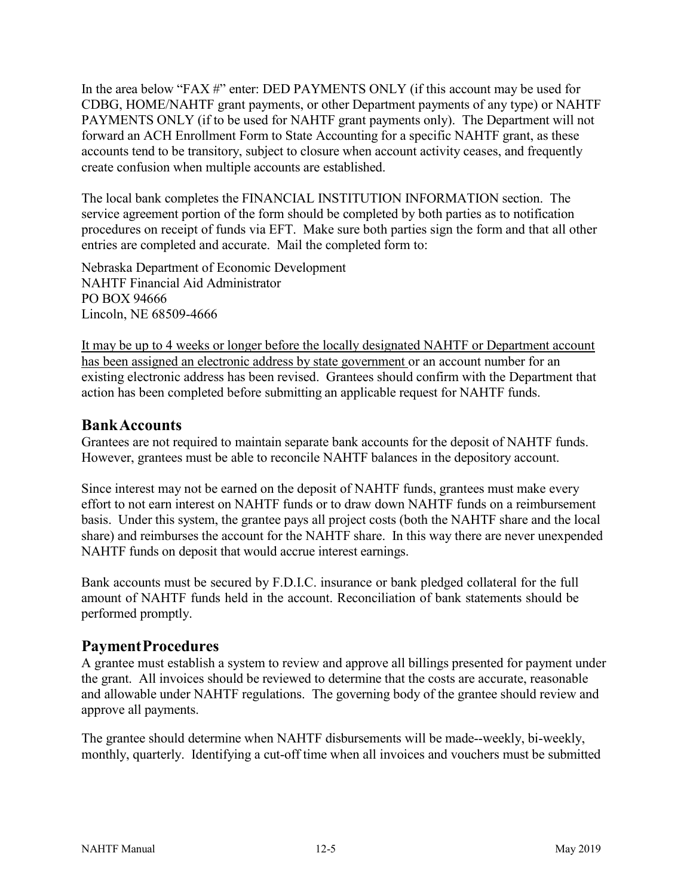In the area below "FAX #" enter: DED PAYMENTS ONLY (if this account may be used for CDBG, HOME/NAHTF grant payments, or other Department payments of any type) or NAHTF PAYMENTS ONLY (if to be used for NAHTF grant payments only). The Department will not forward an ACH Enrollment Form to State Accounting for a specific NAHTF grant, as these accounts tend to be transitory, subject to closure when account activity ceases, and frequently create confusion when multiple accounts are established.

The local bank completes the FINANCIAL INSTITUTION INFORMATION section. The service agreement portion of the form should be completed by both parties as to notification procedures on receipt of funds via EFT. Make sure both parties sign the form and that all other entries are completed and accurate. Mail the completed form to:

Nebraska Department of Economic Development
NAHTF Financial Aid Administrator
PO BOX 94666
Lincoln, NE 68509-4666

<u>It may be up to 4 weeks or longer before the locally designated NAHTF or Department account has been assigned an electronic address by state government</u> or an account number for an existing electronic address has been revised. Grantees should confirm with the Department that action has been completed before submitting an applicable request for NAHTF funds.

## Bank Accounts

Grantees are not required to maintain separate bank accounts for the deposit of NAHTF funds. However, grantees must be able to reconcile NAHTF balances in the depository account.

Since interest may not be earned on the deposit of NAHTF funds, grantees must make every effort to not earn interest on NAHTF funds or to draw down NAHTF funds on a reimbursement basis. Under this system, the grantee pays all project costs (both the NAHTF share and the local share) and reimburses the account for the NAHTF share. In this way there are never unexpended NAHTF funds on deposit that would accrue interest earnings.

Bank accounts must be secured by F.D.I.C. insurance or bank pledged collateral for the full amount of NAHTF funds held in the account. Reconciliation of bank statements should be performed promptly.

## Payment Procedures

A grantee must establish a system to review and approve all billings presented for payment under the grant. All invoices should be reviewed to determine that the costs are accurate, reasonable and allowable under NAHTF regulations. The governing body of the grantee should review and approve all payments.

The grantee should determine when NAHTF disbursements will be made--weekly, bi-weekly, monthly, quarterly. Identifying a cut-off time when all invoices and vouchers must be submitted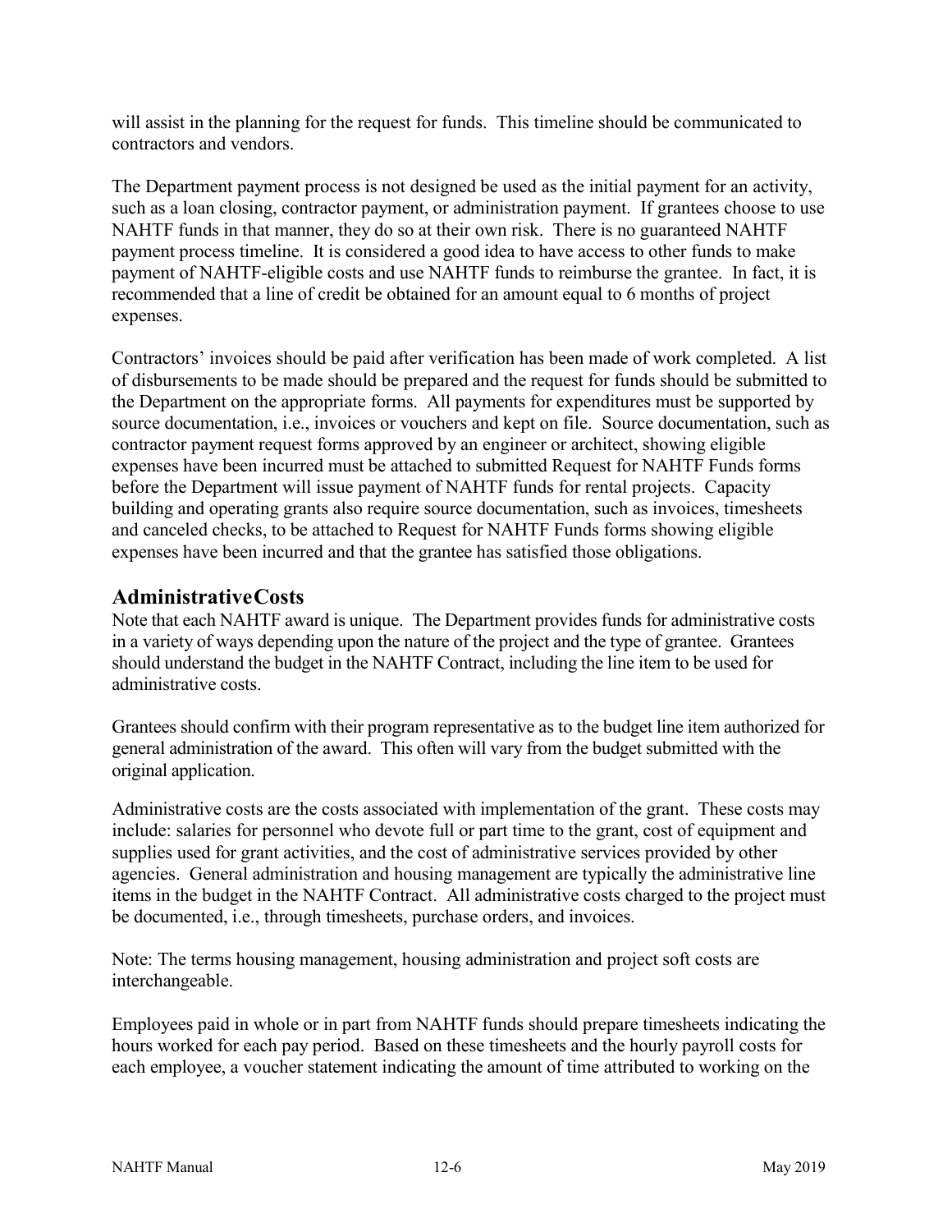will assist in the planning for the request for funds. This timeline should be communicated to contractors and vendors.

The Department payment process is not designed be used as the initial payment for an activity, such as a loan closing, contractor payment, or administration payment. If grantees choose to use NAHTF funds in that manner, they do so at their own risk. There is no guaranteed NAHTF payment process timeline. It is considered a good idea to have access to other funds to make payment of NAHTF-eligible costs and use NAHTF funds to reimburse the grantee. In fact, it is recommended that a line of credit be obtained for an amount equal to 6 months of project expenses.

Contractors' invoices should be paid after verification has been made of work completed. A list of disbursements to be made should be prepared and the request for funds should be submitted to the Department on the appropriate forms. All payments for expenditures must be supported by source documentation, i.e., invoices or vouchers and kept on file. Source documentation, such as contractor payment request forms approved by an engineer or architect, showing eligible expenses have been incurred must be attached to submitted Request for NAHTF Funds forms before the Department will issue payment of NAHTF funds for rental projects. Capacity building and operating grants also require source documentation, such as invoices, timesheets and canceled checks, to be attached to Request for NAHTF Funds forms showing eligible expenses have been incurred and that the grantee has satisfied those obligations.

## AdministrativeCosts

Note that each NAHTF award is unique. The Department provides funds for administrative costs in a variety of ways depending upon the nature of the project and the type of grantee. Grantees should understand the budget in the NAHTF Contract, including the line item to be used for administrative costs.

Grantees should confirm with their program representative as to the budget line item authorized for general administration of the award. This often will vary from the budget submitted with the original application.

Administrative costs are the costs associated with implementation of the grant. These costs may include: salaries for personnel who devote full or part time to the grant, cost of equipment and supplies used for grant activities, and the cost of administrative services provided by other agencies. General administration and housing management are typically the administrative line items in the budget in the NAHTF Contract. All administrative costs charged to the project must be documented, i.e., through timesheets, purchase orders, and invoices.

Note: The terms housing management, housing administration and project soft costs are interchangeable.

Employees paid in whole or in part from NAHTF funds should prepare timesheets indicating the hours worked for each pay period. Based on these timesheets and the hourly payroll costs for each employee, a voucher statement indicating the amount of time attributed to working on the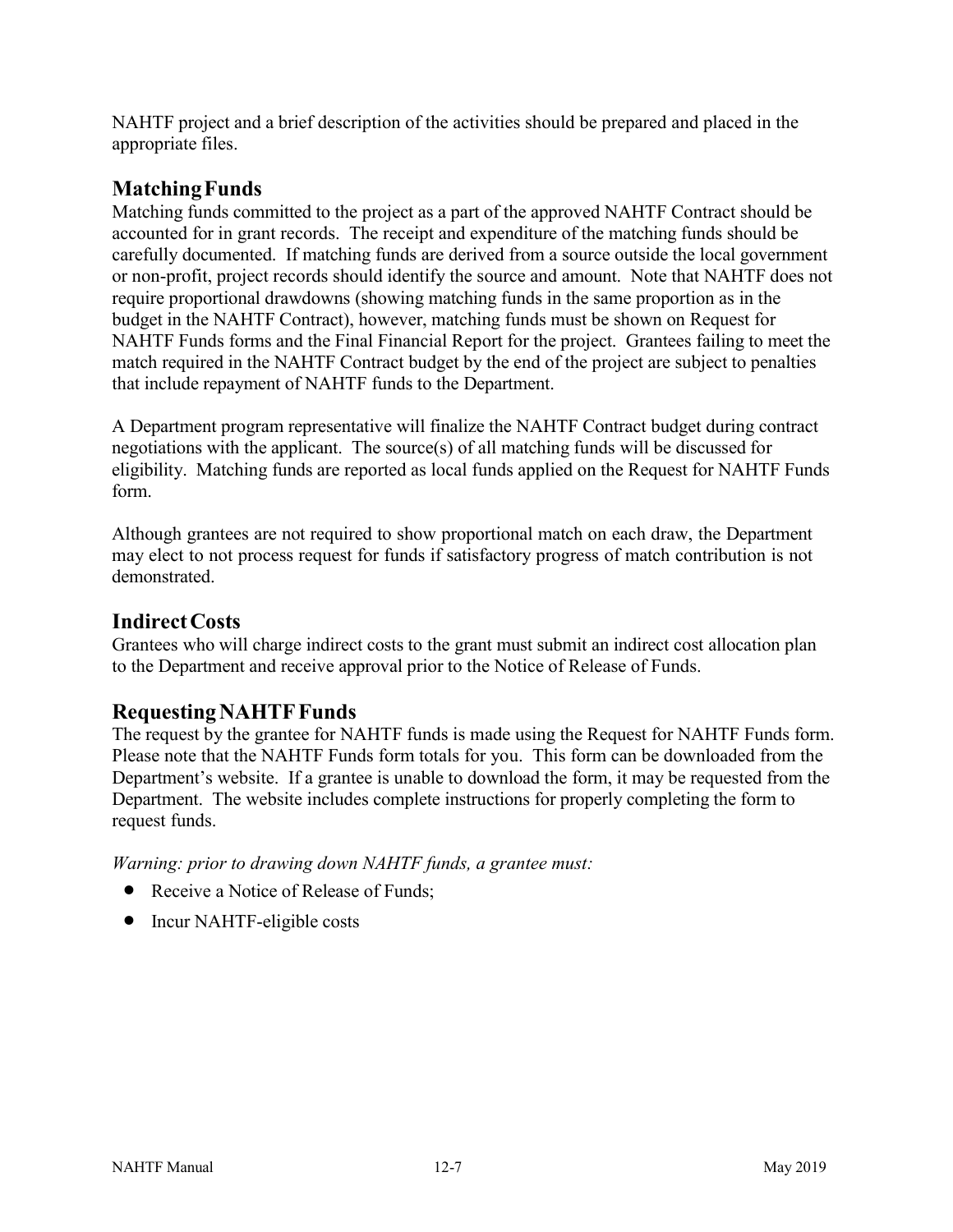NAHTF project and a brief description of the activities should be prepared and placed in the appropriate files.

## Matching Funds

Matching funds committed to the project as a part of the approved NAHTF Contract should be accounted for in grant records. The receipt and expenditure of the matching funds should be carefully documented. If matching funds are derived from a source outside the local government or non-profit, project records should identify the source and amount. Note that NAHTF does not require proportional drawdowns (showing matching funds in the same proportion as in the budget in the NAHTF Contract), however, matching funds must be shown on Request for NAHTF Funds forms and the Final Financial Report for the project. Grantees failing to meet the match required in the NAHTF Contract budget by the end of the project are subject to penalties that include repayment of NAHTF funds to the Department.

A Department program representative will finalize the NAHTF Contract budget during contract negotiations with the applicant. The source(s) of all matching funds will be discussed for eligibility. Matching funds are reported as local funds applied on the Request for NAHTF Funds form.

Although grantees are not required to show proportional match on each draw, the Department may elect to not process request for funds if satisfactory progress of match contribution is not demonstrated.

## Indirect Costs

Grantees who will charge indirect costs to the grant must submit an indirect cost allocation plan to the Department and receive approval prior to the Notice of Release of Funds.

## Requesting NAHTF Funds

The request by the grantee for NAHTF funds is made using the Request for NAHTF Funds form. Please note that the NAHTF Funds form totals for you. This form can be downloaded from the Department's website. If a grantee is unable to download the form, it may be requested from the Department. The website includes complete instructions for properly completing the form to request funds.

*Warning: prior to drawing down NAHTF funds, a grantee must:*

- Receive a Notice of Release of Funds;
- Incur NAHTF-eligible costs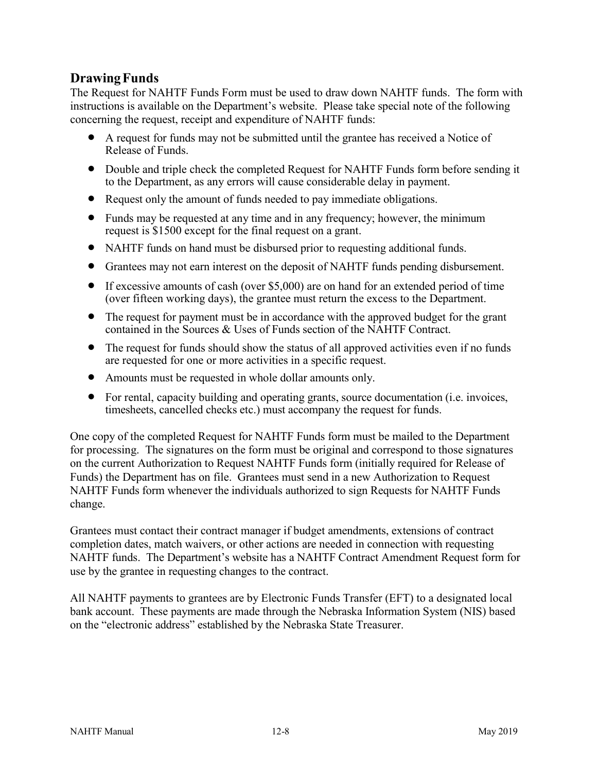## Drawing Funds

The Request for NAHTF Funds Form must be used to draw down NAHTF funds. The form with instructions is available on the Department's website. Please take special note of the following concerning the request, receipt and expenditure of NAHTF funds:

- A request for funds may not be submitted until the grantee has received a Notice of Release of Funds.
- Double and triple check the completed Request for NAHTF Funds form before sending it to the Department, as any errors will cause considerable delay in payment.
- Request only the amount of funds needed to pay immediate obligations.
- Funds may be requested at any time and in any frequency; however, the minimum request is $1500 except for the final request on a grant.
- NAHTF funds on hand must be disbursed prior to requesting additional funds.
- Grantees may not earn interest on the deposit of NAHTF funds pending disbursement.
- If excessive amounts of cash (over $5,000) are on hand for an extended period of time (over fifteen working days), the grantee must return the excess to the Department.
- The request for payment must be in accordance with the approved budget for the grant contained in the Sources & Uses of Funds section of the NAHTF Contract.
- The request for funds should show the status of all approved activities even if no funds are requested for one or more activities in a specific request.
- Amounts must be requested in whole dollar amounts only.
- For rental, capacity building and operating grants, source documentation (i.e. invoices, timesheets, cancelled checks etc.) must accompany the request for funds.

One copy of the completed Request for NAHTF Funds form must be mailed to the Department for processing. The signatures on the form must be original and correspond to those signatures on the current Authorization to Request NAHTF Funds form (initially required for Release of Funds) the Department has on file. Grantees must send in a new Authorization to Request NAHTF Funds form whenever the individuals authorized to sign Requests for NAHTF Funds change.

Grantees must contact their contract manager if budget amendments, extensions of contract completion dates, match waivers, or other actions are needed in connection with requesting NAHTF funds. The Department's website has a NAHTF Contract Amendment Request form for use by the grantee in requesting changes to the contract.

All NAHTF payments to grantees are by Electronic Funds Transfer (EFT) to a designated local bank account. These payments are made through the Nebraska Information System (NIS) based on the "electronic address" established by the Nebraska State Treasurer.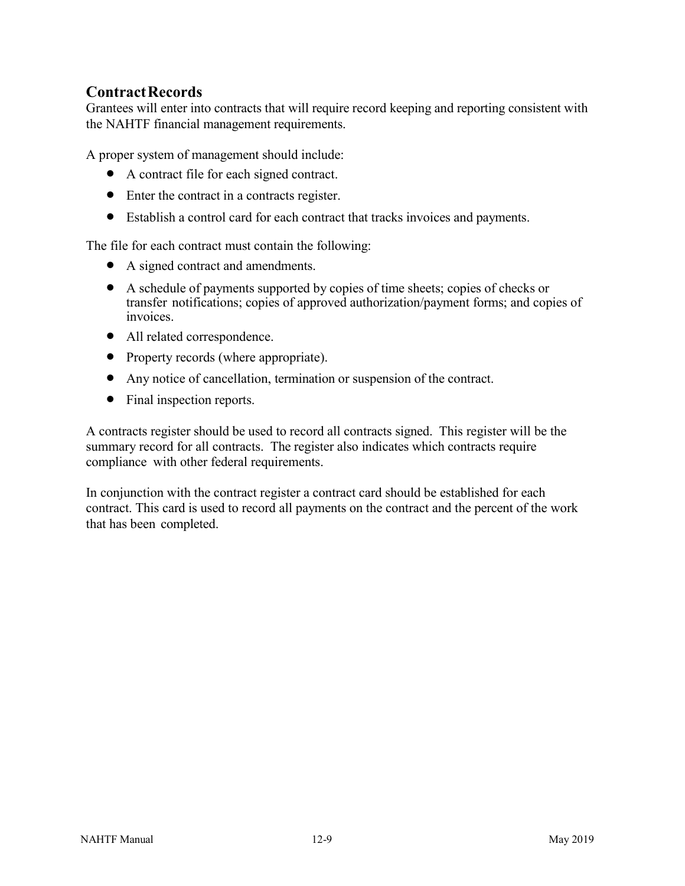## Contract Records

Grantees will enter into contracts that will require record keeping and reporting consistent with the NAHTF financial management requirements.

A proper system of management should include:

- A contract file for each signed contract.
- Enter the contract in a contracts register.
- Establish a control card for each contract that tracks invoices and payments.

The file for each contract must contain the following:

- A signed contract and amendments.
- A schedule of payments supported by copies of time sheets; copies of checks or transfer notifications; copies of approved authorization/payment forms; and copies of invoices.
- All related correspondence.
- Property records (where appropriate).
- Any notice of cancellation, termination or suspension of the contract.
- Final inspection reports.

A contracts register should be used to record all contracts signed. This register will be the summary record for all contracts. The register also indicates which contracts require compliance with other federal requirements.

In conjunction with the contract register a contract card should be established for each contract. This card is used to record all payments on the contract and the percent of the work that has been completed.